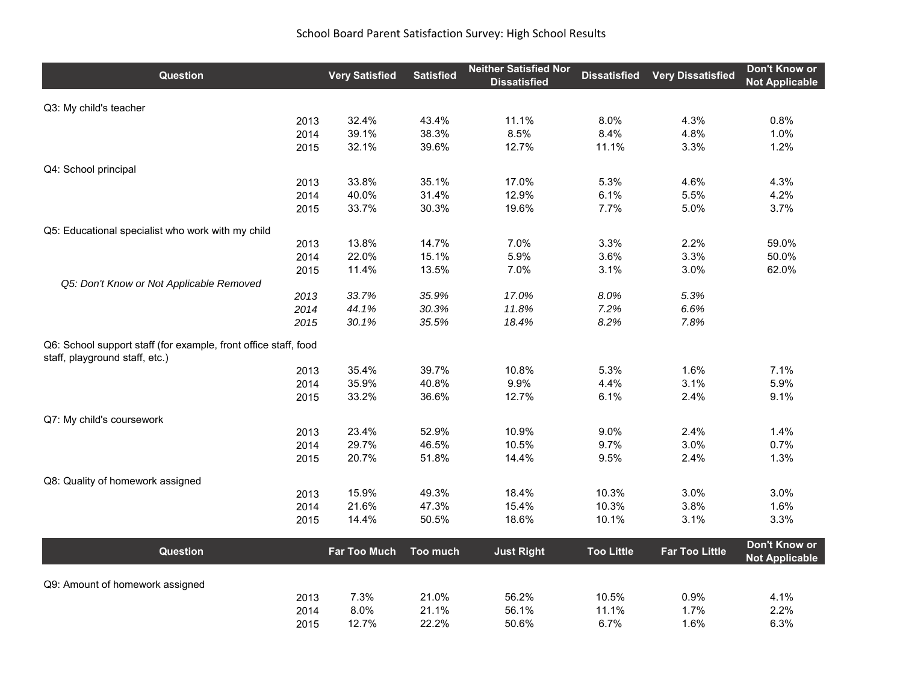# School Board Parent Satisfaction Survey: High School Results

| Question | | Very Satisfied | Satisfied | Neither Satisfied Nor Dissatisfied | Dissatisfied | Very Dissatisfied | Don't Know or Not Applicable |
|---|---|---|---|---|---|---|---|
| Q3: My child's teacher | | | | | | | |
| | 2013 | 32.4% | 43.4% | 11.1% | 8.0% | 4.3% | 0.8% |
| | 2014 | 39.1% | 38.3% | 8.5% | 8.4% | 4.8% | 1.0% |
| | 2015 | 32.1% | 39.6% | 12.7% | 11.1% | 3.3% | 1.2% |
| Q4: School principal | | | | | | | |
| | 2013 | 33.8% | 35.1% | 17.0% | 5.3% | 4.6% | 4.3% |
| | 2014 | 40.0% | 31.4% | 12.9% | 6.1% | 5.5% | 4.2% |
| | 2015 | 33.7% | 30.3% | 19.6% | 7.7% | 5.0% | 3.7% |
| Q5: Educational specialist who work with my child | | | | | | | |
| | 2013 | 13.8% | 14.7% | 7.0% | 3.3% | 2.2% | 59.0% |
| | 2014 | 22.0% | 15.1% | 5.9% | 3.6% | 3.3% | 50.0% |
| | 2015 | 11.4% | 13.5% | 7.0% | 3.1% | 3.0% | 62.0% |
| *Q5: Don't Know or Not Applicable Removed* | | | | | | | |
| | *2013* | *33.7%* | *35.9%* | *17.0%* | *8.0%* | *5.3%* | |
| | *2014* | *44.1%* | *30.3%* | *11.8%* | *7.2%* | *6.6%* | |
| | *2015* | *30.1%* | *35.5%* | *18.4%* | *8.2%* | *7.8%* | |
| Q6: School support staff (for example, front office staff, food staff, playground staff, etc.) | | | | | | | |
| | 2013 | 35.4% | 39.7% | 10.8% | 5.3% | 1.6% | 7.1% |
| | 2014 | 35.9% | 40.8% | 9.9% | 4.4% | 3.1% | 5.9% |
| | 2015 | 33.2% | 36.6% | 12.7% | 6.1% | 2.4% | 9.1% |
| Q7: My child's coursework | | | | | | | |
| | 2013 | 23.4% | 52.9% | 10.9% | 9.0% | 2.4% | 1.4% |
| | 2014 | 29.7% | 46.5% | 10.5% | 9.7% | 3.0% | 0.7% |
| | 2015 | 20.7% | 51.8% | 14.4% | 9.5% | 2.4% | 1.3% |
| Q8: Quality of homework assigned | | | | | | | |
| | 2013 | 15.9% | 49.3% | 18.4% | 10.3% | 3.0% | 3.0% |
| | 2014 | 21.6% | 47.3% | 15.4% | 10.3% | 3.8% | 1.6% |
| | 2015 | 14.4% | 50.5% | 18.6% | 10.1% | 3.1% | 3.3% |

| Question | | Far Too Much | Too much | Just Right | Too Little | Far Too Little | Don't Know or Not Applicable |
|---|---|---|---|---|---|---|---|
| Q9: Amount of homework assigned | | | | | | | |
| | 2013 | 7.3% | 21.0% | 56.2% | 10.5% | 0.9% | 4.1% |
| | 2014 | 8.0% | 21.1% | 56.1% | 11.1% | 1.7% | 2.2% |
| | 2015 | 12.7% | 22.2% | 50.6% | 6.7% | 1.6% | 6.3% |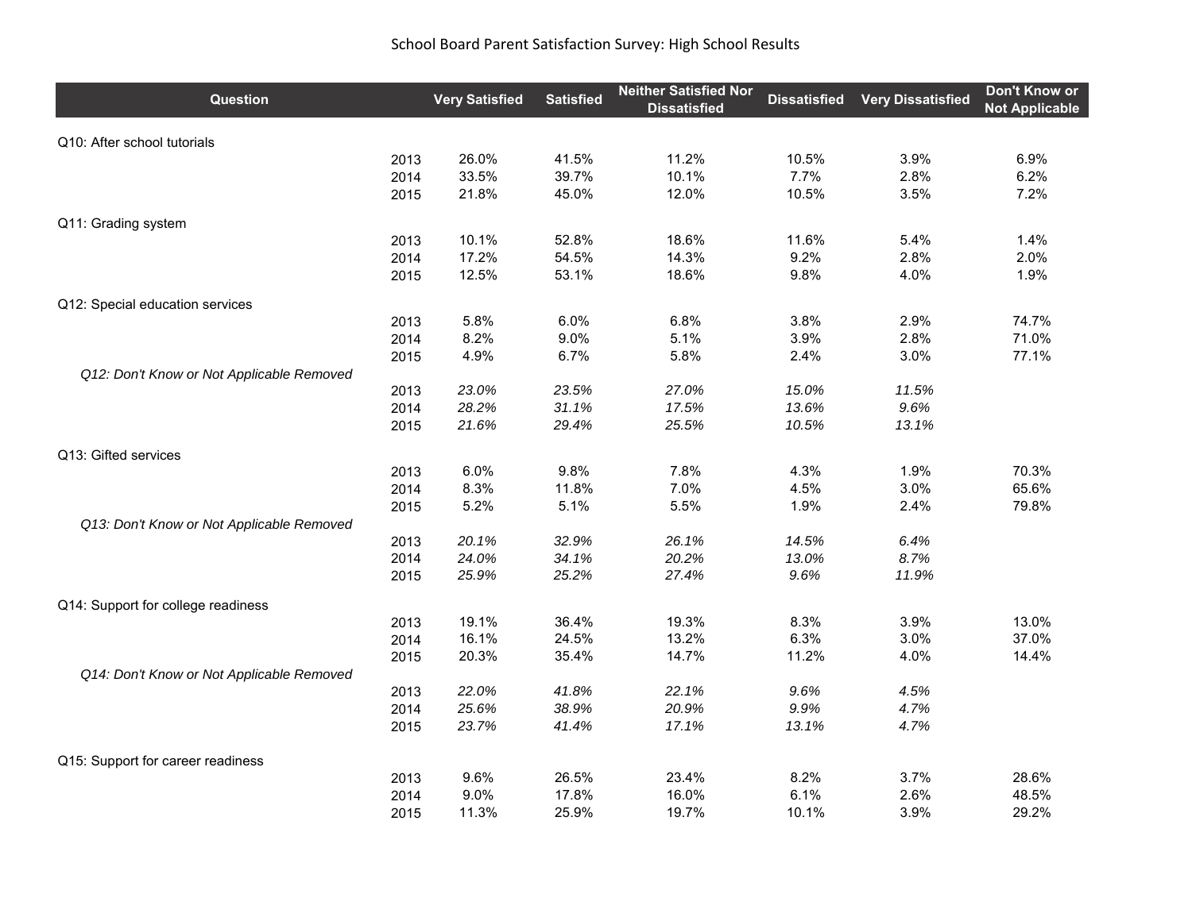# School Board Parent Satisfaction Survey: High School Results

| Question | | Very Satisfied | Satisfied | Neither Satisfied Nor Dissatisfied | Dissatisfied | Very Dissatisfied | Don't Know or Not Applicable |
|---|---|---|---|---|---|---|---|
| Q10: After school tutorials | | | | | | | |
| | 2013 | 26.0% | 41.5% | 11.2% | 10.5% | 3.9% | 6.9% |
| | 2014 | 33.5% | 39.7% | 10.1% | 7.7% | 2.8% | 6.2% |
| | 2015 | 21.8% | 45.0% | 12.0% | 10.5% | 3.5% | 7.2% |
| Q11: Grading system | | | | | | | |
| | 2013 | 10.1% | 52.8% | 18.6% | 11.6% | 5.4% | 1.4% |
| | 2014 | 17.2% | 54.5% | 14.3% | 9.2% | 2.8% | 2.0% |
| | 2015 | 12.5% | 53.1% | 18.6% | 9.8% | 4.0% | 1.9% |
| Q12: Special education services | | | | | | | |
| | 2013 | 5.8% | 6.0% | 6.8% | 3.8% | 2.9% | 74.7% |
| | 2014 | 8.2% | 9.0% | 5.1% | 3.9% | 2.8% | 71.0% |
| | 2015 | 4.9% | 6.7% | 5.8% | 2.4% | 3.0% | 77.1% |
| *Q12: Don't Know or Not Applicable Removed* | | | | | | | |
| | 2013 | *23.0%* | *23.5%* | *27.0%* | *15.0%* | *11.5%* | |
| | 2014 | *28.2%* | *31.1%* | *17.5%* | *13.6%* | *9.6%* | |
| | 2015 | *21.6%* | *29.4%* | *25.5%* | *10.5%* | *13.1%* | |
| Q13: Gifted services | | | | | | | |
| | 2013 | 6.0% | 9.8% | 7.8% | 4.3% | 1.9% | 70.3% |
| | 2014 | 8.3% | 11.8% | 7.0% | 4.5% | 3.0% | 65.6% |
| | 2015 | 5.2% | 5.1% | 5.5% | 1.9% | 2.4% | 79.8% |
| *Q13: Don't Know or Not Applicable Removed* | | | | | | | |
| | 2013 | *20.1%* | *32.9%* | *26.1%* | *14.5%* | *6.4%* | |
| | 2014 | *24.0%* | *34.1%* | *20.2%* | *13.0%* | *8.7%* | |
| | 2015 | *25.9%* | *25.2%* | *27.4%* | *9.6%* | *11.9%* | |
| Q14: Support for college readiness | | | | | | | |
| | 2013 | 19.1% | 36.4% | 19.3% | 8.3% | 3.9% | 13.0% |
| | 2014 | 16.1% | 24.5% | 13.2% | 6.3% | 3.0% | 37.0% |
| | 2015 | 20.3% | 35.4% | 14.7% | 11.2% | 4.0% | 14.4% |
| *Q14: Don't Know or Not Applicable Removed* | | | | | | | |
| | 2013 | *22.0%* | *41.8%* | *22.1%* | *9.6%* | *4.5%* | |
| | 2014 | *25.6%* | *38.9%* | *20.9%* | *9.9%* | *4.7%* | |
| | 2015 | *23.7%* | *41.4%* | *17.1%* | *13.1%* | *4.7%* | |
| Q15: Support for career readiness | | | | | | | |
| | 2013 | 9.6% | 26.5% | 23.4% | 8.2% | 3.7% | 28.6% |
| | 2014 | 9.0% | 17.8% | 16.0% | 6.1% | 2.6% | 48.5% |
| | 2015 | 11.3% | 25.9% | 19.7% | 10.1% | 3.9% | 29.2% |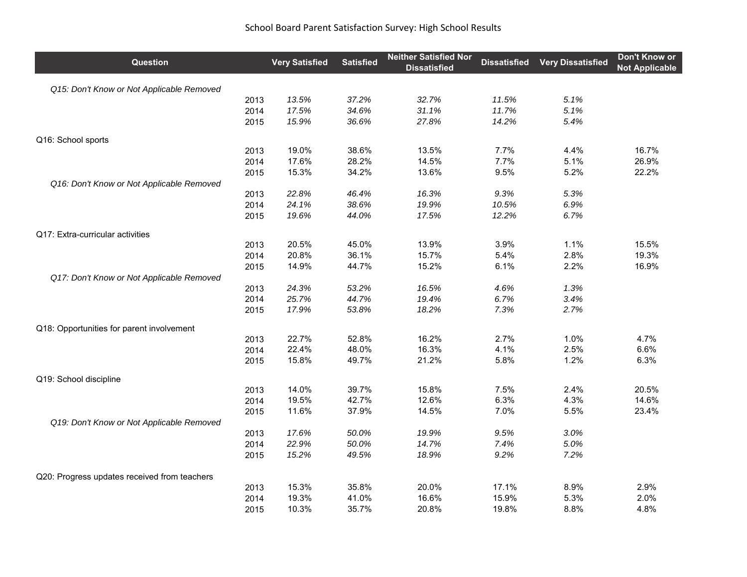School Board Parent Satisfaction Survey: High School Results

| Question | | Very Satisfied | Satisfied | Neither Satisfied Nor Dissatisfied | Dissatisfied | Very Dissatisfied | Don't Know or Not Applicable |
|---|---|---|---|---|---|---|---|
| *Q15: Don't Know or Not Applicable Removed* | | | | | | | |
| | 2013 | *13.5%* | *37.2%* | *32.7%* | *11.5%* | *5.1%* | |
| | 2014 | *17.5%* | *34.6%* | *31.1%* | *11.7%* | *5.1%* | |
| | 2015 | *15.9%* | *36.6%* | *27.8%* | *14.2%* | *5.4%* | |
| Q16: School sports | | | | | | | |
| | 2013 | 19.0% | 38.6% | 13.5% | 7.7% | 4.4% | 16.7% |
| | 2014 | 17.6% | 28.2% | 14.5% | 7.7% | 5.1% | 26.9% |
| | 2015 | 15.3% | 34.2% | 13.6% | 9.5% | 5.2% | 22.2% |
| *Q16: Don't Know or Not Applicable Removed* | | | | | | | |
| | 2013 | *22.8%* | *46.4%* | *16.3%* | *9.3%* | *5.3%* | |
| | 2014 | *24.1%* | *38.6%* | *19.9%* | *10.5%* | *6.9%* | |
| | 2015 | *19.6%* | *44.0%* | *17.5%* | *12.2%* | *6.7%* | |
| Q17: Extra-curricular activities | | | | | | | |
| | 2013 | 20.5% | 45.0% | 13.9% | 3.9% | 1.1% | 15.5% |
| | 2014 | 20.8% | 36.1% | 15.7% | 5.4% | 2.8% | 19.3% |
| | 2015 | 14.9% | 44.7% | 15.2% | 6.1% | 2.2% | 16.9% |
| *Q17: Don't Know or Not Applicable Removed* | | | | | | | |
| | 2013 | *24.3%* | *53.2%* | *16.5%* | *4.6%* | *1.3%* | |
| | 2014 | *25.7%* | *44.7%* | *19.4%* | *6.7%* | *3.4%* | |
| | 2015 | *17.9%* | *53.8%* | *18.2%* | *7.3%* | *2.7%* | |
| Q18: Opportunities for parent involvement | | | | | | | |
| | 2013 | 22.7% | 52.8% | 16.2% | 2.7% | 1.0% | 4.7% |
| | 2014 | 22.4% | 48.0% | 16.3% | 4.1% | 2.5% | 6.6% |
| | 2015 | 15.8% | 49.7% | 21.2% | 5.8% | 1.2% | 6.3% |
| Q19: School discipline | | | | | | | |
| | 2013 | 14.0% | 39.7% | 15.8% | 7.5% | 2.4% | 20.5% |
| | 2014 | 19.5% | 42.7% | 12.6% | 6.3% | 4.3% | 14.6% |
| | 2015 | 11.6% | 37.9% | 14.5% | 7.0% | 5.5% | 23.4% |
| *Q19: Don't Know or Not Applicable Removed* | | | | | | | |
| | 2013 | *17.6%* | *50.0%* | *19.9%* | *9.5%* | *3.0%* | |
| | 2014 | *22.9%* | *50.0%* | *14.7%* | *7.4%* | *5.0%* | |
| | 2015 | *15.2%* | *49.5%* | *18.9%* | *9.2%* | *7.2%* | |
| Q20: Progress updates received from teachers | | | | | | | |
| | 2013 | 15.3% | 35.8% | 20.0% | 17.1% | 8.9% | 2.9% |
| | 2014 | 19.3% | 41.0% | 16.6% | 15.9% | 5.3% | 2.0% |
| | 2015 | 10.3% | 35.7% | 20.8% | 19.8% | 8.8% | 4.8% |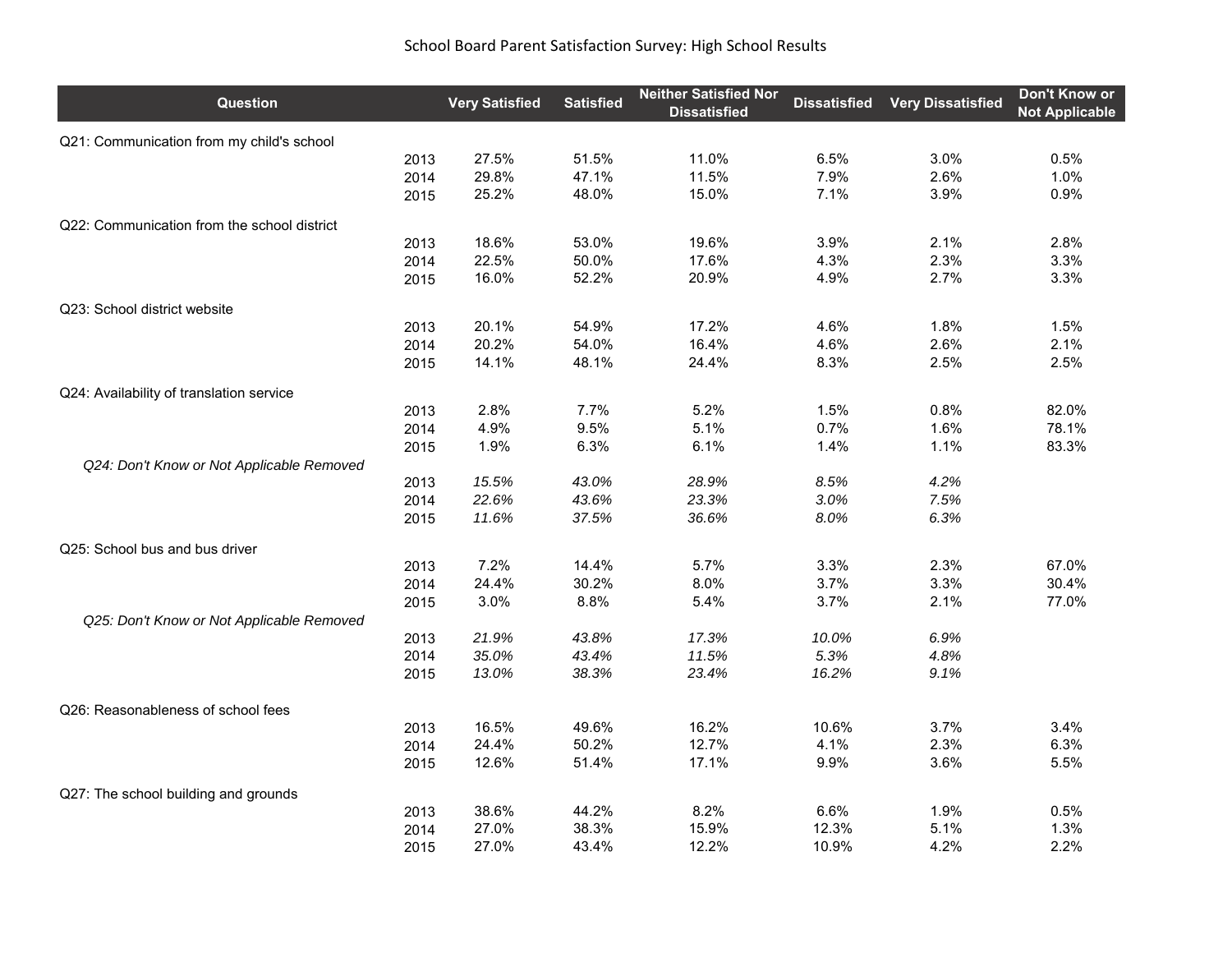# School Board Parent Satisfaction Survey: High School Results

| Question | Year | Very Satisfied | Satisfied | Neither Satisfied Nor Dissatisfied | Dissatisfied | Very Dissatisfied | Don't Know or Not Applicable |
|---|---|---|---|---|---|---|---|
| Q21: Communication from my child's school | | | | | | | |
| | 2013 | 27.5% | 51.5% | 11.0% | 6.5% | 3.0% | 0.5% |
| | 2014 | 29.8% | 47.1% | 11.5% | 7.9% | 2.6% | 1.0% |
| | 2015 | 25.2% | 48.0% | 15.0% | 7.1% | 3.9% | 0.9% |
| Q22: Communication from the school district | | | | | | | |
| | 2013 | 18.6% | 53.0% | 19.6% | 3.9% | 2.1% | 2.8% |
| | 2014 | 22.5% | 50.0% | 17.6% | 4.3% | 2.3% | 3.3% |
| | 2015 | 16.0% | 52.2% | 20.9% | 4.9% | 2.7% | 3.3% |
| Q23: School district website | | | | | | | |
| | 2013 | 20.1% | 54.9% | 17.2% | 4.6% | 1.8% | 1.5% |
| | 2014 | 20.2% | 54.0% | 16.4% | 4.6% | 2.6% | 2.1% |
| | 2015 | 14.1% | 48.1% | 24.4% | 8.3% | 2.5% | 2.5% |
| Q24: Availability of translation service | | | | | | | |
| | 2013 | 2.8% | 7.7% | 5.2% | 1.5% | 0.8% | 82.0% |
| | 2014 | 4.9% | 9.5% | 5.1% | 0.7% | 1.6% | 78.1% |
| | 2015 | 1.9% | 6.3% | 6.1% | 1.4% | 1.1% | 83.3% |
| *Q24: Don't Know or Not Applicable Removed* | | | | | | | |
| | 2013 | *15.5%* | *43.0%* | *28.9%* | *8.5%* | *4.2%* | |
| | 2014 | *22.6%* | *43.6%* | *23.3%* | *3.0%* | *7.5%* | |
| | 2015 | *11.6%* | *37.5%* | *36.6%* | *8.0%* | *6.3%* | |
| Q25: School bus and bus driver | | | | | | | |
| | 2013 | 7.2% | 14.4% | 5.7% | 3.3% | 2.3% | 67.0% |
| | 2014 | 24.4% | 30.2% | 8.0% | 3.7% | 3.3% | 30.4% |
| | 2015 | 3.0% | 8.8% | 5.4% | 3.7% | 2.1% | 77.0% |
| *Q25: Don't Know or Not Applicable Removed* | | | | | | | |
| | 2013 | *21.9%* | *43.8%* | *17.3%* | *10.0%* | *6.9%* | |
| | 2014 | *35.0%* | *43.4%* | *11.5%* | *5.3%* | *4.8%* | |
| | 2015 | *13.0%* | *38.3%* | *23.4%* | *16.2%* | *9.1%* | |
| Q26: Reasonableness of school fees | | | | | | | |
| | 2013 | 16.5% | 49.6% | 16.2% | 10.6% | 3.7% | 3.4% |
| | 2014 | 24.4% | 50.2% | 12.7% | 4.1% | 2.3% | 6.3% |
| | 2015 | 12.6% | 51.4% | 17.1% | 9.9% | 3.6% | 5.5% |
| Q27: The school building and grounds | | | | | | | |
| | 2013 | 38.6% | 44.2% | 8.2% | 6.6% | 1.9% | 0.5% |
| | 2014 | 27.0% | 38.3% | 15.9% | 12.3% | 5.1% | 1.3% |
| | 2015 | 27.0% | 43.4% | 12.2% | 10.9% | 4.2% | 2.2% |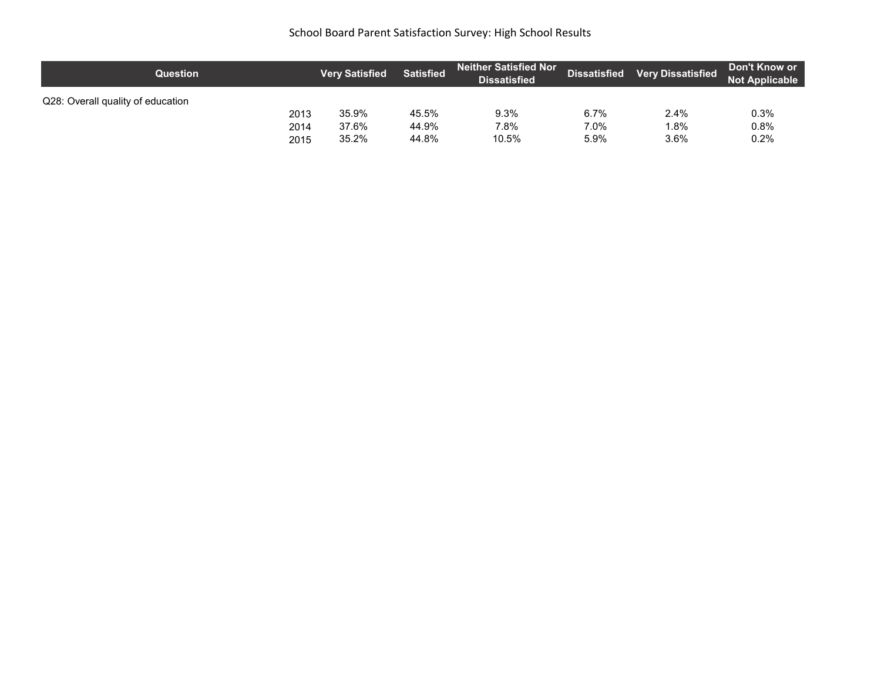School Board Parent Satisfaction Survey: High School Results

| Question | | Very Satisfied | Satisfied | Neither Satisfied Nor Dissatisfied | Dissatisfied | Very Dissatisfied | Don't Know or Not Applicable |
|---|---|---|---|---|---|---|---|
| Q28: Overall quality of education | | | | | | | |
| | 2013 | 35.9% | 45.5% | 9.3% | 6.7% | 2.4% | 0.3% |
| | 2014 | 37.6% | 44.9% | 7.8% | 7.0% | 1.8% | 0.8% |
| | 2015 | 35.2% | 44.8% | 10.5% | 5.9% | 3.6% | 0.2% |